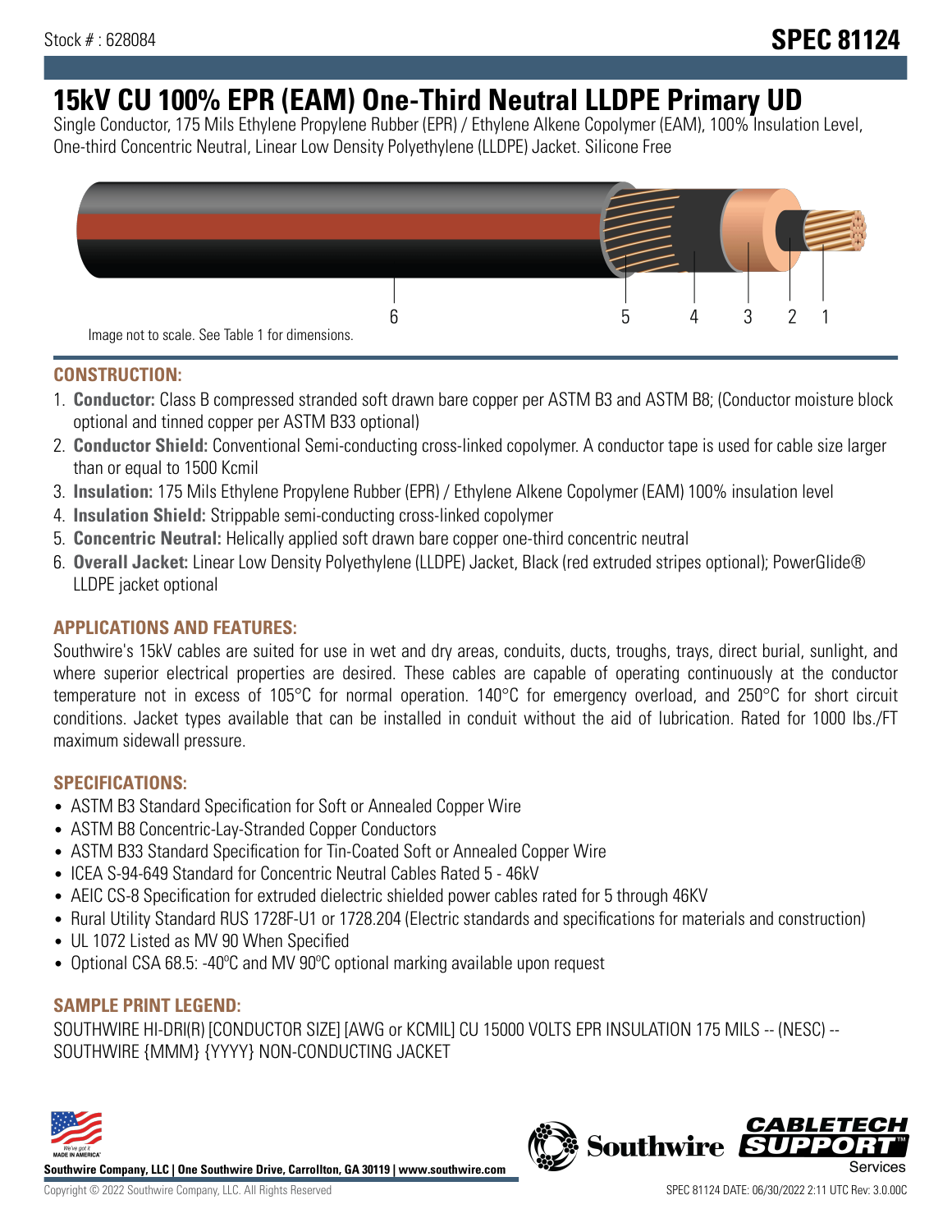Stock # : 628084

# SPEC 81124

# 15kV CU 100% EPR (EAM) One-Third Neutral LLDPE Primary UD

Single Conductor, 175 Mils Ethylene Propylene Rubber (EPR) / Ethylene Alkene Copolymer (EAM), 100% Insulation Level, One-third Concentric Neutral, Linear Low Density Polyethylene (LLDPE) Jacket. Silicone Free

6 5 4 3 2 1

Image not to scale. See Table 1 for dimensions.

## CONSTRUCTION:

1. **Conductor:** Class B compressed stranded soft drawn bare copper per ASTM B3 and ASTM B8; (Conductor moisture block optional and tinned copper per ASTM B33 optional)
2. **Conductor Shield:** Conventional Semi-conducting cross-linked copolymer. A conductor tape is used for cable size larger than or equal to 1500 Kcmil
3. **Insulation:** 175 Mils Ethylene Propylene Rubber (EPR) / Ethylene Alkene Copolymer (EAM) 100% insulation level
4. **Insulation Shield:** Strippable semi-conducting cross-linked copolymer
5. **Concentric Neutral:** Helically applied soft drawn bare copper one-third concentric neutral
6. **Overall Jacket:** Linear Low Density Polyethylene (LLDPE) Jacket, Black (red extruded stripes optional); PowerGlide® LLDPE jacket optional

## APPLICATIONS AND FEATURES:

Southwire's 15kV cables are suited for use in wet and dry areas, conduits, ducts, troughs, trays, direct burial, sunlight, and where superior electrical properties are desired. These cables are capable of operating continuously at the conductor temperature not in excess of 105°C for normal operation. 140°C for emergency overload, and 250°C for short circuit conditions. Jacket types available that can be installed in conduit without the aid of lubrication. Rated for 1000 lbs./FT maximum sidewall pressure.

## SPECIFICATIONS:

- ASTM B3 Standard Specification for Soft or Annealed Copper Wire
- ASTM B8 Concentric-Lay-Stranded Copper Conductors
- ASTM B33 Standard Specification for Tin-Coated Soft or Annealed Copper Wire
- ICEA S-94-649 Standard for Concentric Neutral Cables Rated 5 - 46kV
- AEIC CS-8 Specification for extruded dielectric shielded power cables rated for 5 through 46KV
- Rural Utility Standard RUS 1728F-U1 or 1728.204 (Electric standards and specifications for materials and construction)
- UL 1072 Listed as MV 90 When Specified
- Optional CSA 68.5: -40ºC and MV 90ºC optional marking available upon request

## SAMPLE PRINT LEGEND:

SOUTHWIRE HI-DRI(R) [CONDUCTOR SIZE] [AWG or KCMIL] CU 15000 VOLTS EPR INSULATION 175 MILS -- (NESC) -- SOUTHWIRE {MMM} {YYYY} NON-CONDUCTING JACKET

Southwire Company, LLC | One Southwire Drive, Carrollton, GA 30119 | www.southwire.com

Copyright © 2022 Southwire Company, LLC. All Rights Reserved

SPEC 81124 DATE: 06/30/2022 2:11 UTC Rev: 3.0.00C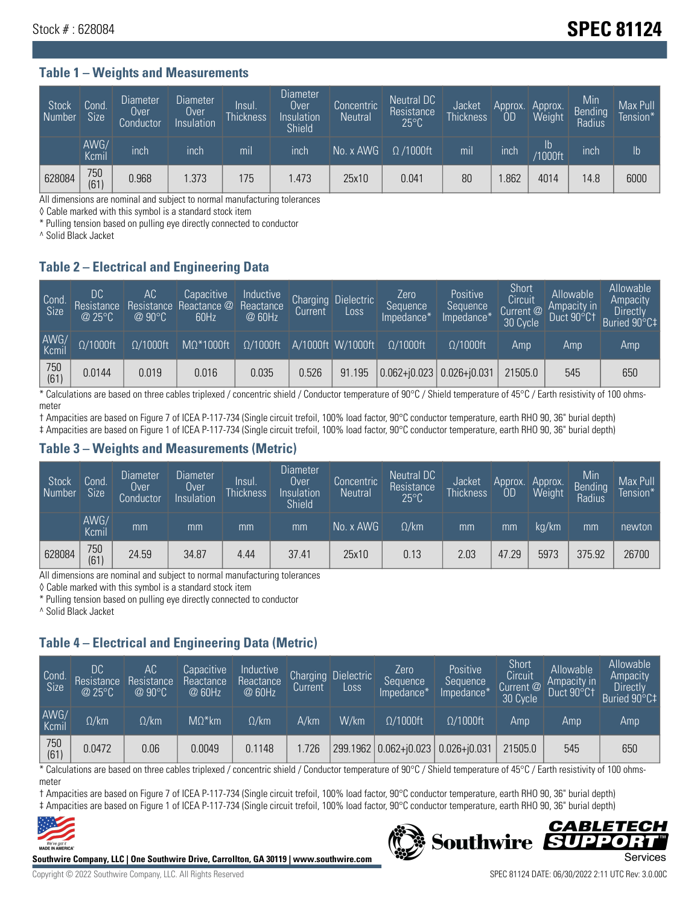Stock # : 628084

# SPEC 81124

## Table 1 – Weights and Measurements

| Stock Number | Cond. Size | Diameter Over Conductor | Diameter Over Insulation | Insul. Thickness | Diameter Over Insulation Shield | Concentric Neutral | Neutral DC Resistance 25°C | Jacket Thickness | Approx. OD | Approx. Weight | Min Bending Radius | Max Pull Tension* |
|---|---|---|---|---|---|---|---|---|---|---|---|---|
| | AWG/ Kcmil | inch | inch | mil | inch | No. x AWG | Ω /1000ft | mil | inch | lb /1000ft | inch | lb |
| 628084 | 750 (61) | 0.968 | 1.373 | 175 | 1.473 | 25x10 | 0.041 | 80 | 1.862 | 4014 | 14.8 | 6000 |

All dimensions are nominal and subject to normal manufacturing tolerances
◊ Cable marked with this symbol is a standard stock item
* Pulling tension based on pulling eye directly connected to conductor
^ Solid Black Jacket

## Table 2 – Electrical and Engineering Data

| Cond. Size | DC Resistance @ 25°C | AC Resistance @ 90°C | Capacitive Reactance @ 60Hz | Inductive Reactance @ 60Hz | Charging Current | Dielectric Loss | Zero Sequence Impedance* | Positive Sequence Impedance* | Short Circuit Current @ 30 Cycle | Allowable Ampacity in Duct 90°C† | Allowable Ampacity Directly Buried 90°C‡ |
|---|---|---|---|---|---|---|---|---|---|---|---|
| AWG/ Kcmil | Ω/1000ft | Ω/1000ft | MΩ*1000ft | Ω/1000ft | A/1000ft | W/1000ft | Ω/1000ft | Ω/1000ft | Amp | Amp | Amp |
| 750 (61) | 0.0144 | 0.019 | 0.016 | 0.035 | 0.526 | 91.195 | 0.062+j0.023 | 0.026+j0.031 | 21505.0 | 545 | 650 |

* Calculations are based on three cables triplexed / concentric shield / Conductor temperature of 90°C / Shield temperature of 45°C / Earth resistivity of 100 ohms-meter
† Ampacities are based on Figure 7 of ICEA P-117-734 (Single circuit trefoil, 100% load factor, 90°C conductor temperature, earth RHO 90, 36" burial depth)
‡ Ampacities are based on Figure 1 of ICEA P-117-734 (Single circuit trefoil, 100% load factor, 90°C conductor temperature, earth RHO 90, 36" burial depth)

## Table 3 – Weights and Measurements (Metric)

| Stock Number | Cond. Size | Diameter Over Conductor | Diameter Over Insulation | Insul. Thickness | Diameter Over Insulation Shield | Concentric Neutral | Neutral DC Resistance 25°C | Jacket Thickness | Approx. OD | Approx. Weight | Min Bending Radius | Max Pull Tension* |
|---|---|---|---|---|---|---|---|---|---|---|---|---|
| | AWG/ Kcmil | mm | mm | mm | mm | No. x AWG | Ω/km | mm | mm | kg/km | mm | newton |
| 628084 | 750 (61) | 24.59 | 34.87 | 4.44 | 37.41 | 25x10 | 0.13 | 2.03 | 47.29 | 5973 | 375.92 | 26700 |

All dimensions are nominal and subject to normal manufacturing tolerances
◊ Cable marked with this symbol is a standard stock item
* Pulling tension based on pulling eye directly connected to conductor
^ Solid Black Jacket

## Table 4 – Electrical and Engineering Data (Metric)

| Cond. Size | DC Resistance @ 25°C | AC Resistance @ 90°C | Capacitive Reactance @ 60Hz | Inductive Reactance @ 60Hz | Charging Current | Dielectric Loss | Zero Sequence Impedance* | Positive Sequence Impedance* | Short Circuit Current @ 30 Cycle | Allowable Ampacity in Duct 90°C† | Allowable Ampacity Directly Buried 90°C‡ |
|---|---|---|---|---|---|---|---|---|---|---|---|
| AWG/ Kcmil | Ω/km | Ω/km | MΩ*km | Ω/km | A/km | W/km | Ω/1000ft | Ω/1000ft | Amp | Amp | Amp |
| 750 (61) | 0.0472 | 0.06 | 0.0049 | 0.1148 | 1.726 | 299.1962 | 0.062+j0.023 | 0.026+j0.031 | 21505.0 | 545 | 650 |

* Calculations are based on three cables triplexed / concentric shield / Conductor temperature of 90°C / Shield temperature of 45°C / Earth resistivity of 100 ohms-meter
† Ampacities are based on Figure 7 of ICEA P-117-734 (Single circuit trefoil, 100% load factor, 90°C conductor temperature, earth RHO 90, 36" burial depth)
‡ Ampacities are based on Figure 1 of ICEA P-117-734 (Single circuit trefoil, 100% load factor, 90°C conductor temperature, earth RHO 90, 36" burial depth)

**Southwire Company, LLC | One Southwire Drive, Carrollton, GA 30119 | www.southwire.com**

Copyright © 2022 Southwire Company, LLC. All Rights Reserved

SPEC 81124 DATE: 06/30/2022 2:11 UTC Rev: 3.0.00C